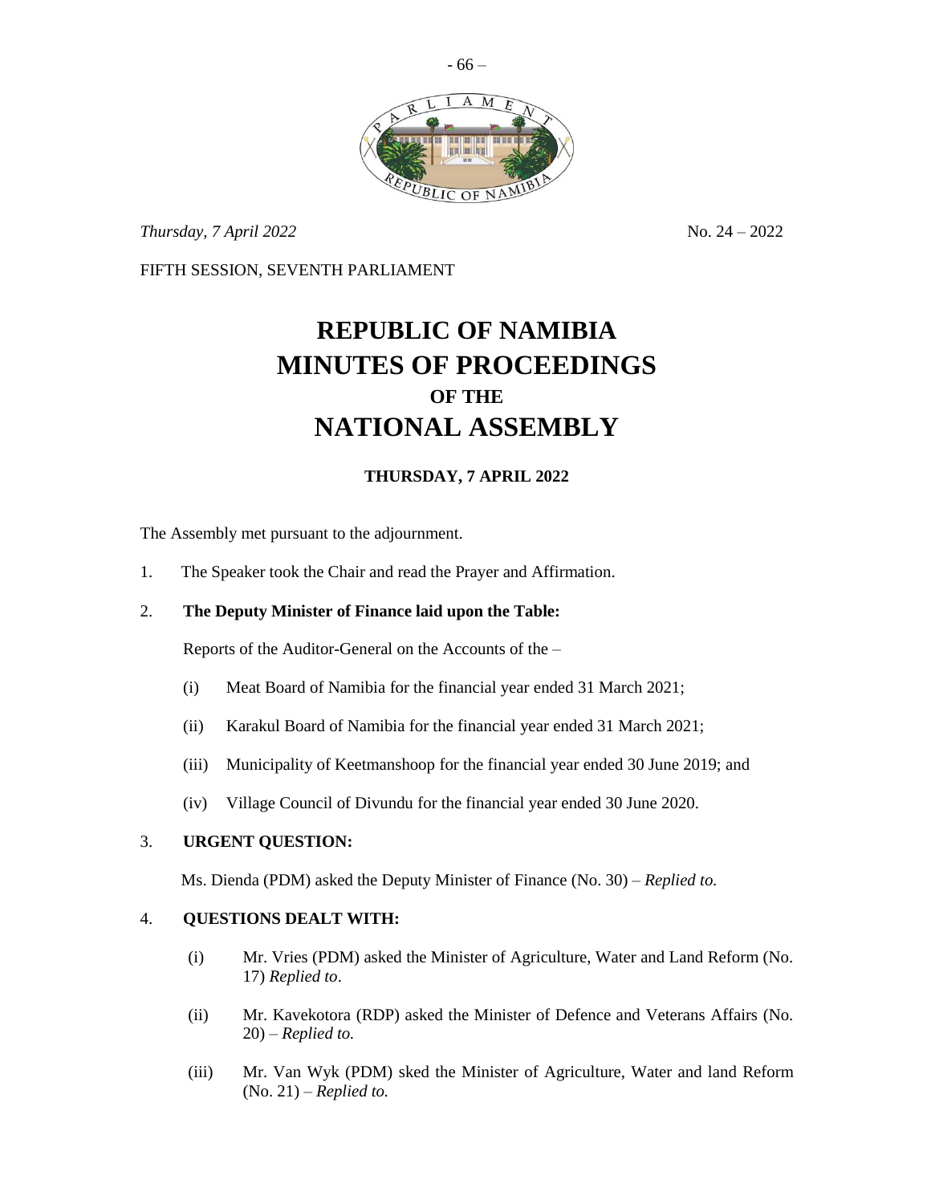*Thursday, 7 April 2022* No. 24 – 2022

FIFTH SESSION, SEVENTH PARLIAMENT

# REPUBLIC OF NAMIBIA
# MINUTES OF PROCEEDINGS
## OF THE
# NATIONAL ASSEMBLY

### THURSDAY, 7 APRIL 2022

The Assembly met pursuant to the adjournment.

1. The Speaker took the Chair and read the Prayer and Affirmation.

2. **The Deputy Minister of Finance laid upon the Table:**

   Reports of the Auditor-General on the Accounts of the –

   (i) Meat Board of Namibia for the financial year ended 31 March 2021;

   (ii) Karakul Board of Namibia for the financial year ended 31 March 2021;

   (iii) Municipality of Keetmanshoop for the financial year ended 30 June 2019; and

   (iv) Village Council of Divundu for the financial year ended 30 June 2020.

3. **URGENT QUESTION:**

   Ms. Dienda (PDM) asked the Deputy Minister of Finance (No. 30) – *Replied to.*

4. **QUESTIONS DEALT WITH:**

   (i) Mr. Vries (PDM) asked the Minister of Agriculture, Water and Land Reform (No. 17) *Replied to*.

   (ii) Mr. Kavekotora (RDP) asked the Minister of Defence and Veterans Affairs (No. 20) – *Replied to.*

   (iii) Mr. Van Wyk (PDM) sked the Minister of Agriculture, Water and land Reform (No. 21) – *Replied to.*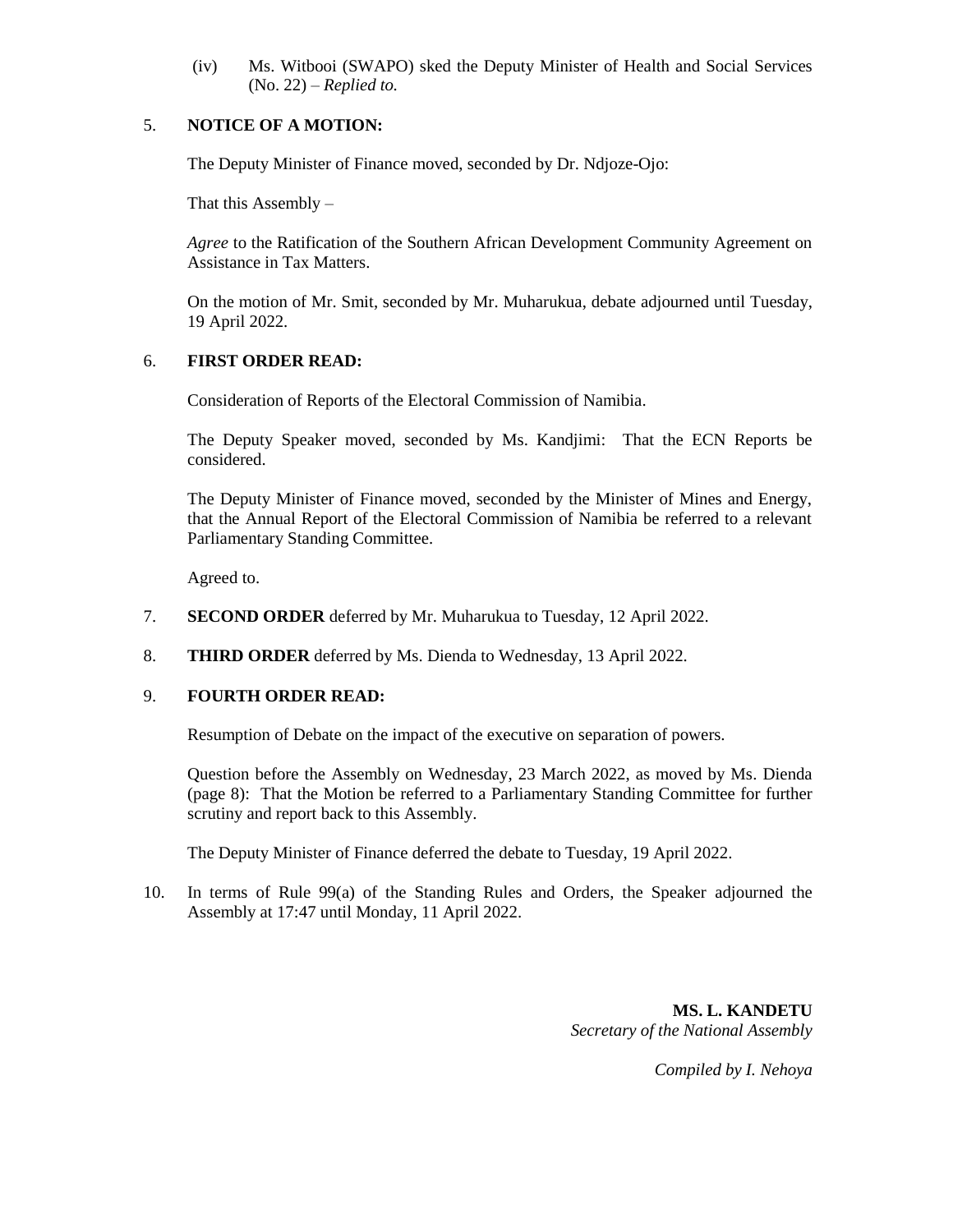(iv) Ms. Witbooi (SWAPO) sked the Deputy Minister of Health and Social Services (No. 22) – *Replied to.*

5. **NOTICE OF A MOTION:**

The Deputy Minister of Finance moved, seconded by Dr. Ndjoze-Ojo:

That this Assembly –

*Agree* to the Ratification of the Southern African Development Community Agreement on Assistance in Tax Matters.

On the motion of Mr. Smit, seconded by Mr. Muharukua, debate adjourned until Tuesday, 19 April 2022.

6. **FIRST ORDER READ:**

Consideration of Reports of the Electoral Commission of Namibia.

The Deputy Speaker moved, seconded by Ms. Kandjimi: That the ECN Reports be considered.

The Deputy Minister of Finance moved, seconded by the Minister of Mines and Energy, that the Annual Report of the Electoral Commission of Namibia be referred to a relevant Parliamentary Standing Committee.

Agreed to.

7. **SECOND ORDER** deferred by Mr. Muharukua to Tuesday, 12 April 2022.

8. **THIRD ORDER** deferred by Ms. Dienda to Wednesday, 13 April 2022.

9. **FOURTH ORDER READ:**

Resumption of Debate on the impact of the executive on separation of powers.

Question before the Assembly on Wednesday, 23 March 2022, as moved by Ms. Dienda (page 8): That the Motion be referred to a Parliamentary Standing Committee for further scrutiny and report back to this Assembly.

The Deputy Minister of Finance deferred the debate to Tuesday, 19 April 2022.

10. In terms of Rule 99(a) of the Standing Rules and Orders, the Speaker adjourned the Assembly at 17:47 until Monday, 11 April 2022.

**MS. L. KANDETU**
*Secretary of the National Assembly*

*Compiled by I. Nehoya*